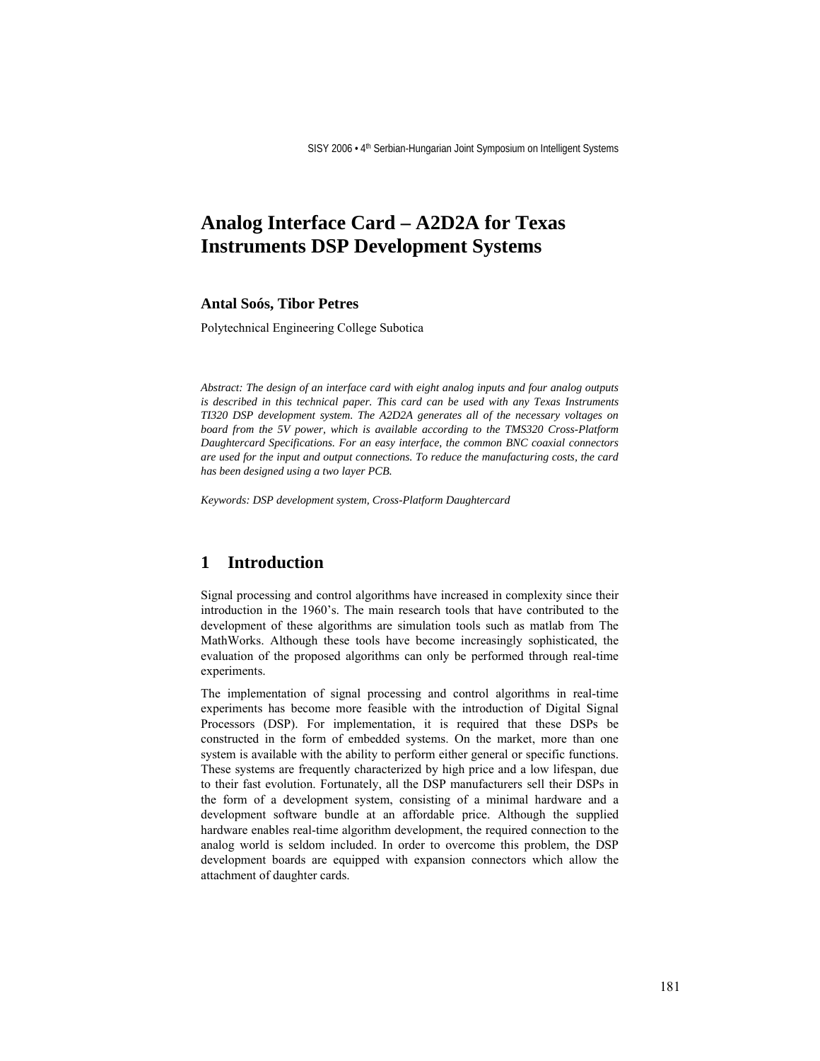# Analog Interface Card – A2D2A for Texas Instruments DSP Development Systems

**Antal Soós, Tibor Petres**

Polytechnical Engineering College Subotica

*Abstract: The design of an interface card with eight analog inputs and four analog outputs is described in this technical paper. This card can be used with any Texas Instruments TI320 DSP development system. The A2D2A generates all of the necessary voltages on board from the 5V power, which is available according to the TMS320 Cross-Platform Daughtercard Specifications. For an easy interface, the common BNC coaxial connectors are used for the input and output connections. To reduce the manufacturing costs, the card has been designed using a two layer PCB.*

*Keywords: DSP development system, Cross-Platform Daughtercard*

## 1 Introduction

Signal processing and control algorithms have increased in complexity since their introduction in the 1960's. The main research tools that have contributed to the development of these algorithms are simulation tools such as matlab from The MathWorks. Although these tools have become increasingly sophisticated, the evaluation of the proposed algorithms can only be performed through real-time experiments.

The implementation of signal processing and control algorithms in real-time experiments has become more feasible with the introduction of Digital Signal Processors (DSP). For implementation, it is required that these DSPs be constructed in the form of embedded systems. On the market, more than one system is available with the ability to perform either general or specific functions. These systems are frequently characterized by high price and a low lifespan, due to their fast evolution. Fortunately, all the DSP manufacturers sell their DSPs in the form of a development system, consisting of a minimal hardware and a development software bundle at an affordable price. Although the supplied hardware enables real-time algorithm development, the required connection to the analog world is seldom included. In order to overcome this problem, the DSP development boards are equipped with expansion connectors which allow the attachment of daughter cards.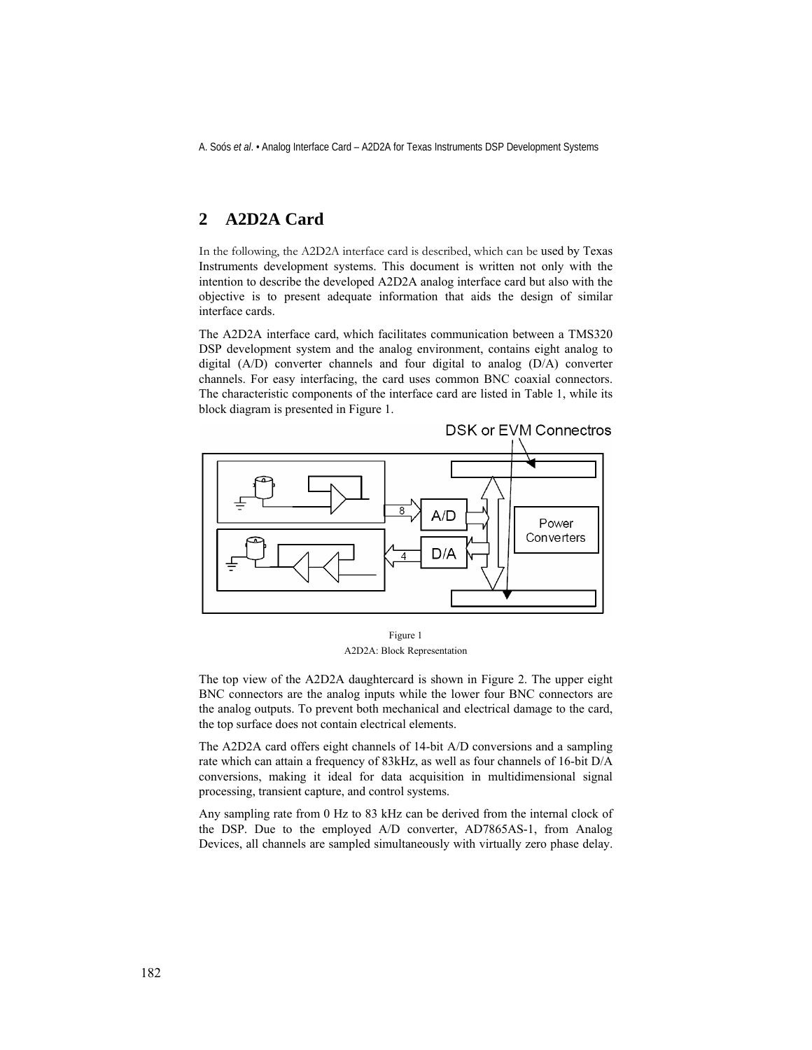## 2 A2D2A Card

In the following, the A2D2A interface card is described, which can be used by Texas Instruments development systems. This document is written not only with the intention to describe the developed A2D2A analog interface card but also with the objective is to present adequate information that aids the design of similar interface cards.

The A2D2A interface card, which facilitates communication between a TMS320 DSP development system and the analog environment, contains eight analog to digital (A/D) converter channels and four digital to analog (D/A) converter channels. For easy interfacing, the card uses common BNC coaxial connectors. The characteristic components of the interface card are listed in Table 1, while its block diagram is presented in Figure 1.

Figure 1
A2D2A: Block Representation

The top view of the A2D2A daughtercard is shown in Figure 2. The upper eight BNC connectors are the analog inputs while the lower four BNC connectors are the analog outputs. To prevent both mechanical and electrical damage to the card, the top surface does not contain electrical elements.

The A2D2A card offers eight channels of 14-bit A/D conversions and a sampling rate which can attain a frequency of 83kHz, as well as four channels of 16-bit D/A conversions, making it ideal for data acquisition in multidimensional signal processing, transient capture, and control systems.

Any sampling rate from 0 Hz to 83 kHz can be derived from the internal clock of the DSP. Due to the employed A/D converter, AD7865AS-1, from Analog Devices, all channels are sampled simultaneously with virtually zero phase delay.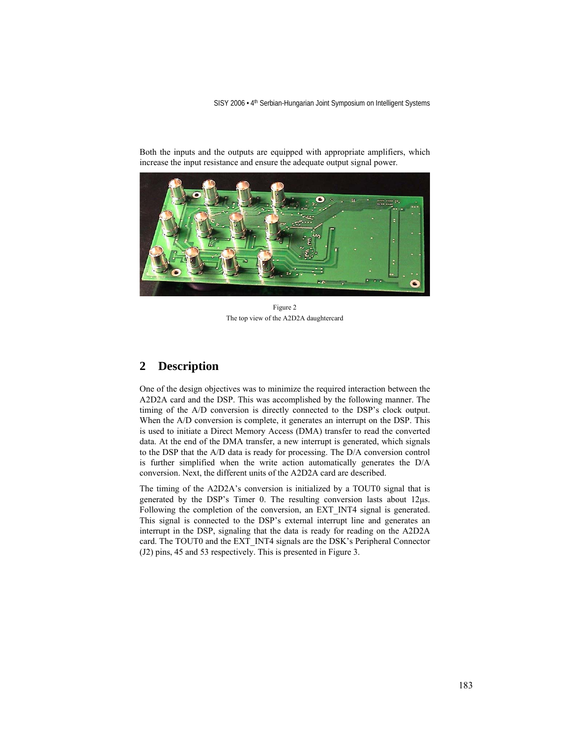Both the inputs and the outputs are equipped with appropriate amplifiers, which increase the input resistance and ensure the adequate output signal power.

Figure 2
The top view of the A2D2A daughtercard

## 2 Description

One of the design objectives was to minimize the required interaction between the A2D2A card and the DSP. This was accomplished by the following manner. The timing of the A/D conversion is directly connected to the DSP's clock output. When the A/D conversion is complete, it generates an interrupt on the DSP. This is used to initiate a Direct Memory Access (DMA) transfer to read the converted data. At the end of the DMA transfer, a new interrupt is generated, which signals to the DSP that the A/D data is ready for processing. The D/A conversion control is further simplified when the write action automatically generates the D/A conversion. Next, the different units of the A2D2A card are described.

The timing of the A2D2A's conversion is initialized by a TOUT0 signal that is generated by the DSP's Timer 0. The resulting conversion lasts about 12μs. Following the completion of the conversion, an EXT_INT4 signal is generated. This signal is connected to the DSP's external interrupt line and generates an interrupt in the DSP, signaling that the data is ready for reading on the A2D2A card. The TOUT0 and the EXT_INT4 signals are the DSK's Peripheral Connector (J2) pins, 45 and 53 respectively. This is presented in Figure 3.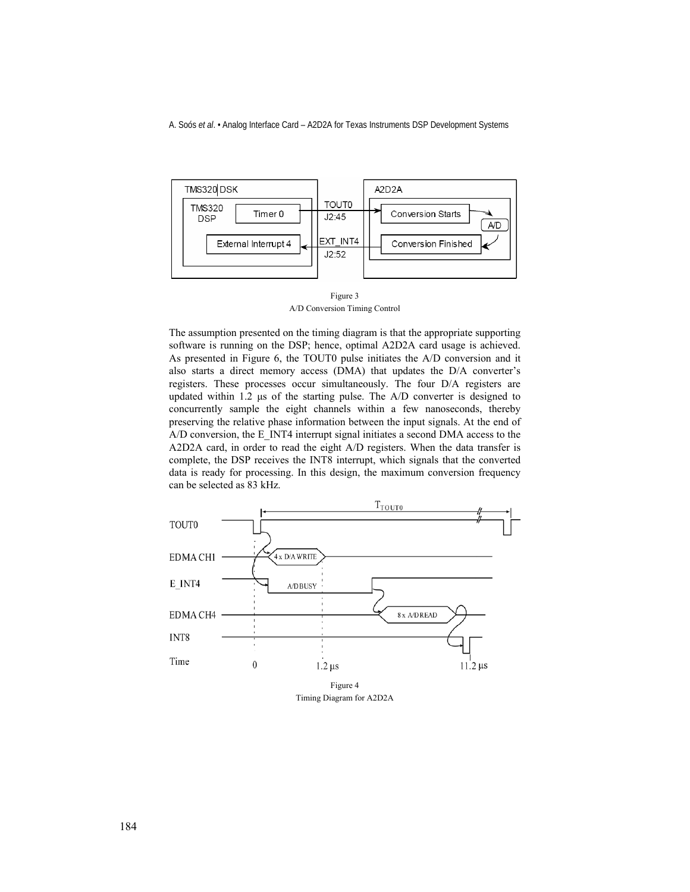Figure 3
A/D Conversion Timing Control

The assumption presented on the timing diagram is that the appropriate supporting software is running on the DSP; hence, optimal A2D2A card usage is achieved. As presented in Figure 6, the TOUT0 pulse initiates the A/D conversion and it also starts a direct memory access (DMA) that updates the D/A converter's registers. These processes occur simultaneously. The four D/A registers are updated within 1.2 µs of the starting pulse. The A/D converter is designed to concurrently sample the eight channels within a few nanoseconds, thereby preserving the relative phase information between the input signals. At the end of A/D conversion, the E_INT4 interrupt signal initiates a second DMA access to the A2D2A card, in order to read the eight A/D registers. When the data transfer is complete, the DSP receives the INT8 interrupt, which signals that the converted data is ready for processing. In this design, the maximum conversion frequency can be selected as 83 kHz.

Figure 4
Timing Diagram for A2D2A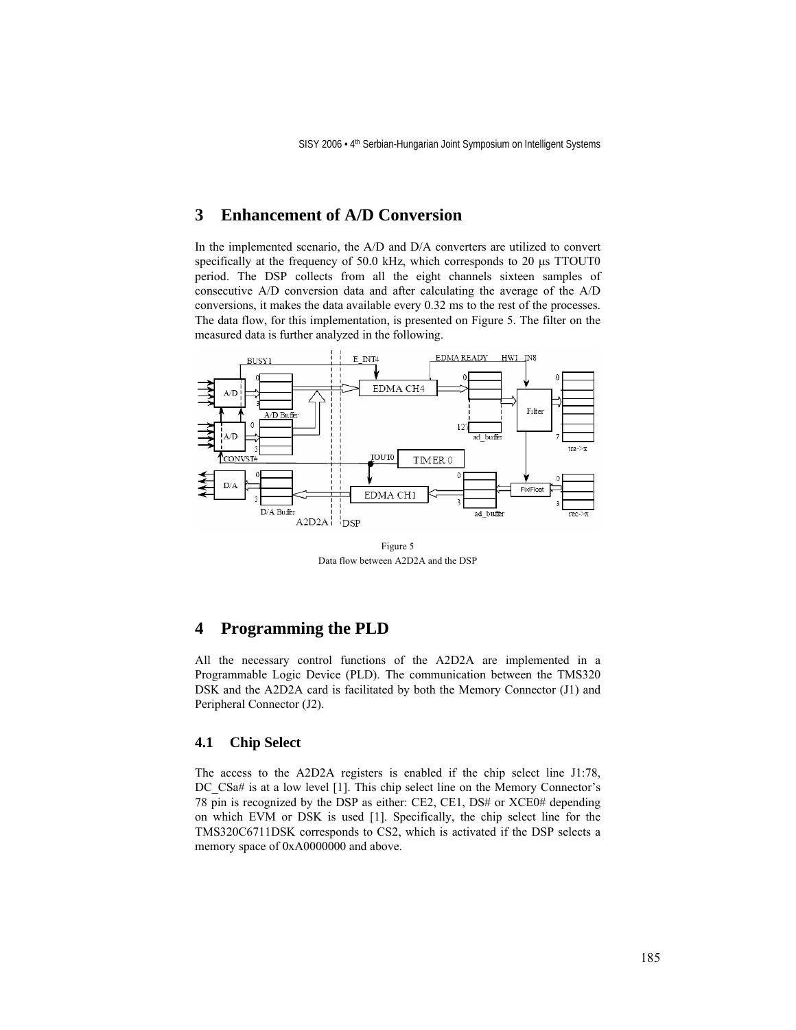## 3 Enhancement of A/D Conversion

In the implemented scenario, the A/D and D/A converters are utilized to convert specifically at the frequency of 50.0 kHz, which corresponds to 20 μs TTOUT0 period. The DSP collects from all the eight channels sixteen samples of consecutive A/D conversion data and after calculating the average of the A/D conversions, it makes the data available every 0.32 ms to the rest of the processes. The data flow, for this implementation, is presented on Figure 5. The filter on the measured data is further analyzed in the following.

Figure 5
Data flow between A2D2A and the DSP

## 4 Programming the PLD

All the necessary control functions of the A2D2A are implemented in a Programmable Logic Device (PLD). The communication between the TMS320 DSK and the A2D2A card is facilitated by both the Memory Connector (J1) and Peripheral Connector (J2).

### 4.1 Chip Select

The access to the A2D2A registers is enabled if the chip select line J1:78, DC_CSa# is at a low level [1]. This chip select line on the Memory Connector's 78 pin is recognized by the DSP as either: CE2, CE1, DS# or XCE0# depending on which EVM or DSK is used [1]. Specifically, the chip select line for the TMS320C6711DSK corresponds to CS2, which is activated if the DSP selects a memory space of 0xA0000000 and above.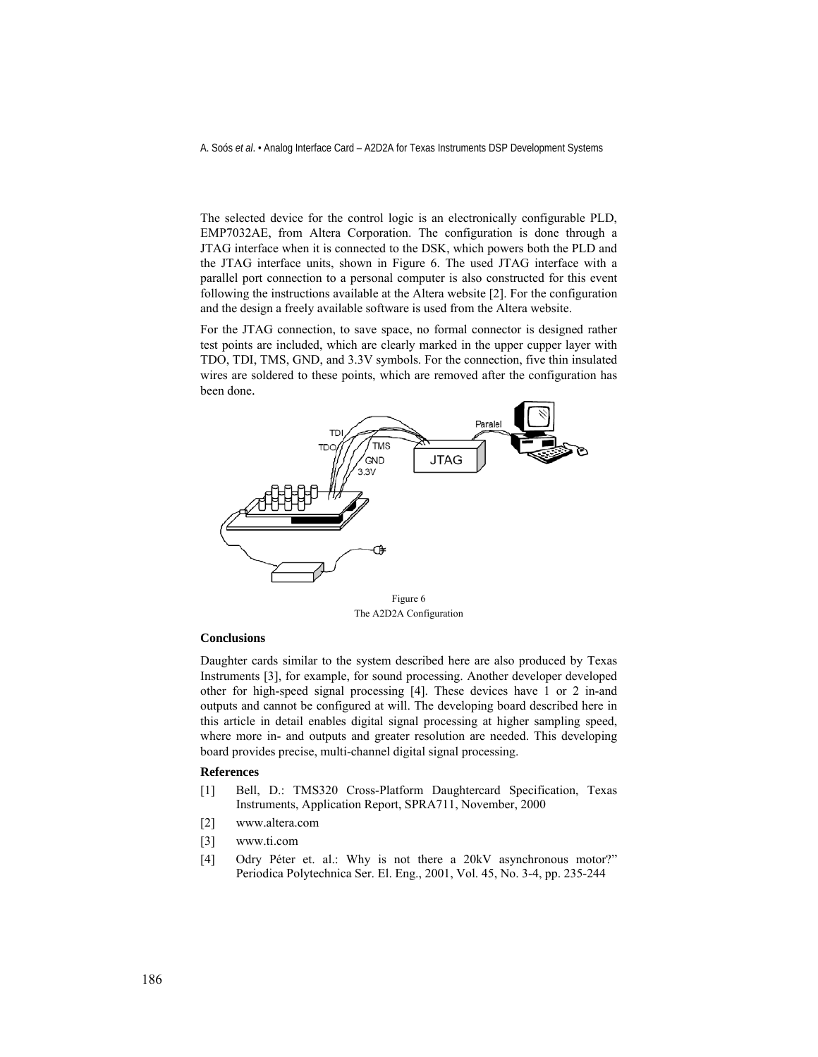The selected device for the control logic is an electronically configurable PLD, EMP7032AE, from Altera Corporation. The configuration is done through a JTAG interface when it is connected to the DSK, which powers both the PLD and the JTAG interface units, shown in Figure 6. The used JTAG interface with a parallel port connection to a personal computer is also constructed for this event following the instructions available at the Altera website [2]. For the configuration and the design a freely available software is used from the Altera website.

For the JTAG connection, to save space, no formal connector is designed rather test points are included, which are clearly marked in the upper cupper layer with TDO, TDI, TMS, GND, and 3.3V symbols. For the connection, five thin insulated wires are soldered to these points, which are removed after the configuration has been done.

TDI
TDO
TMS
GND
3.3V
JTAG
Paralel

Figure 6
The A2D2A Configuration

### Conclusions

Daughter cards similar to the system described here are also produced by Texas Instruments [3], for example, for sound processing. Another developer developed other for high-speed signal processing [4]. These devices have 1 or 2 in-and outputs and cannot be configured at will. The developing board described here in this article in detail enables digital signal processing at higher sampling speed, where more in- and outputs and greater resolution are needed. This developing board provides precise, multi-channel digital signal processing.

### References

[1] Bell, D.: TMS320 Cross-Platform Daughtercard Specification, Texas Instruments, Application Report, SPRA711, November, 2000

[2] www.altera.com

[3] www.ti.com

[4] Odry Péter et. al.: Why is not there a 20kV asynchronous motor?" Periodica Polytechnica Ser. El. Eng., 2001, Vol. 45, No. 3-4, pp. 235-244